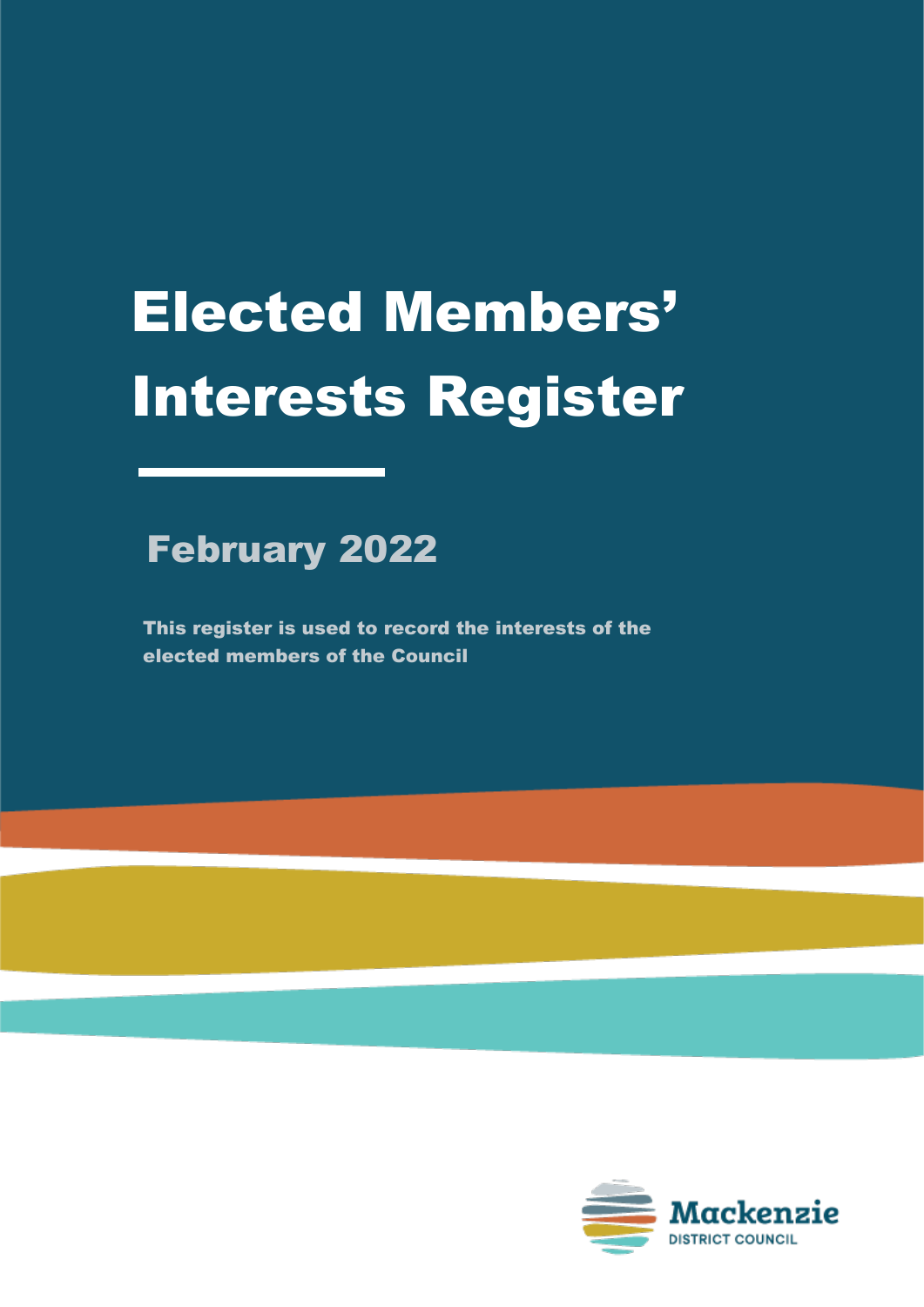# Elected Members' Interests Register

## February 2022

**This register is used to record the interests of the elected members of the Council**

Mackenzie
DISTRICT COUNCIL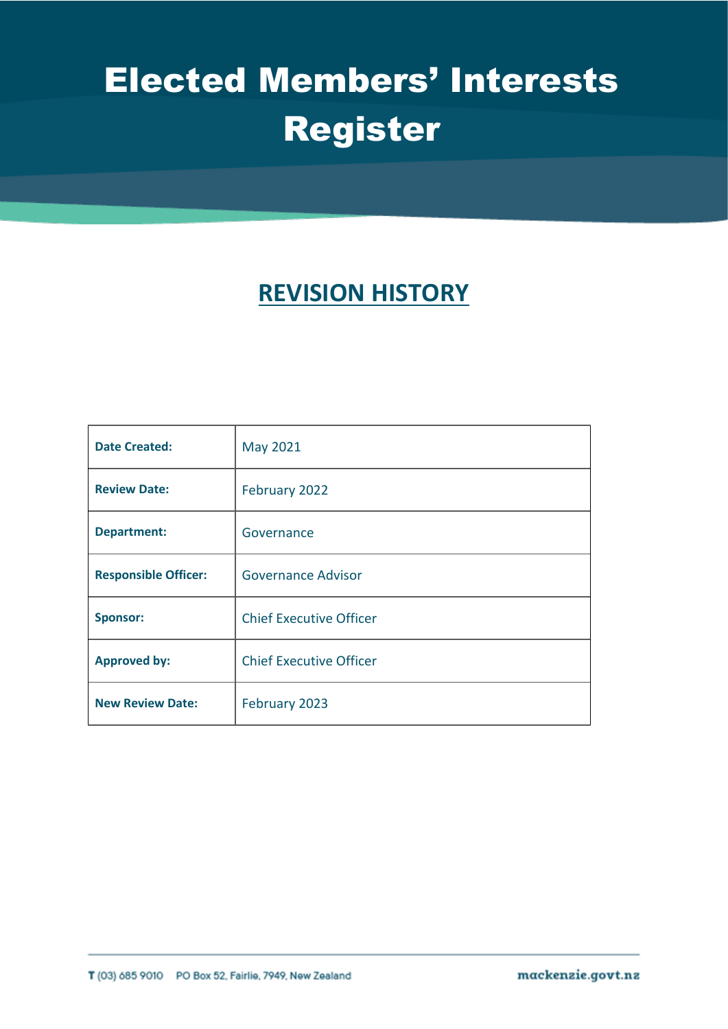# Elected Members' Interests Register

## REVISION HISTORY

| | |
|---|---|
| **Date Created:** | May 2021 |
| **Review Date:** | February 2022 |
| **Department:** | Governance |
| **Responsible Officer:** | Governance Advisor |
| **Sponsor:** | Chief Executive Officer |
| **Approved by:** | Chief Executive Officer |
| **New Review Date:** | February 2023 |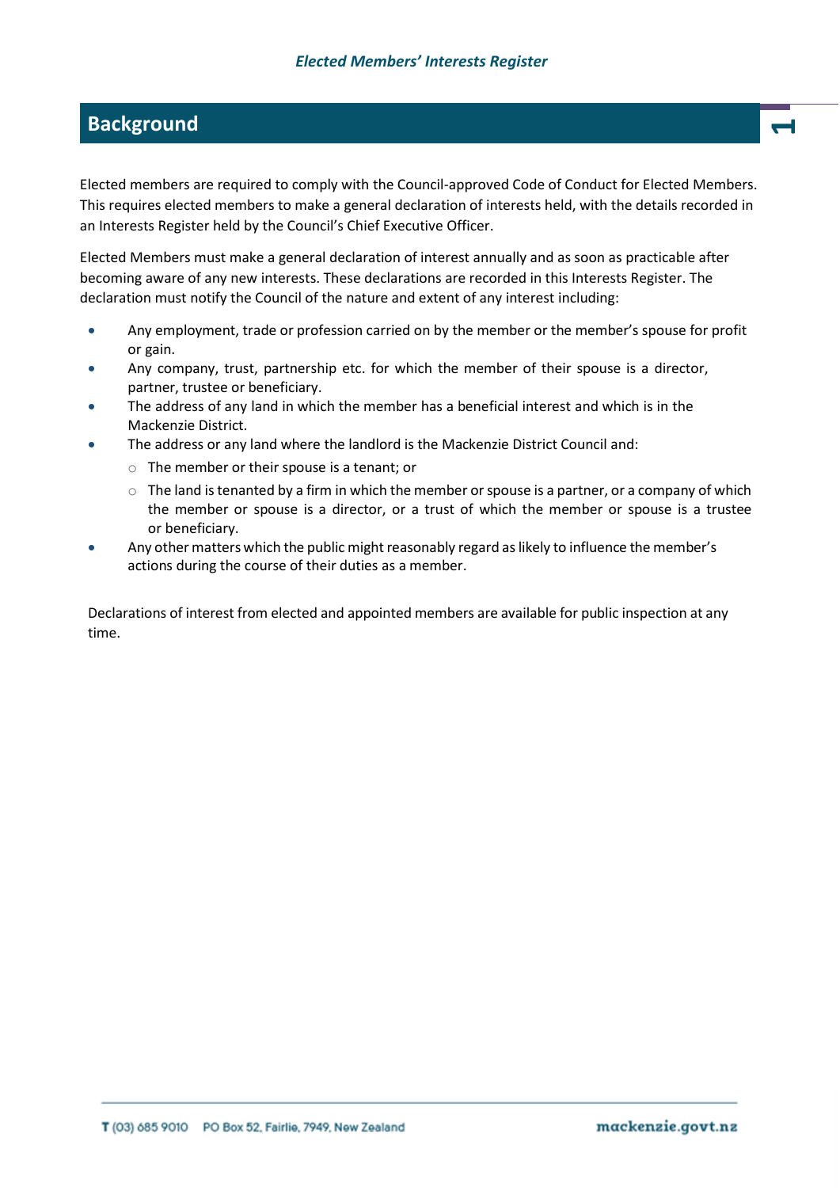## Background

Elected members are required to comply with the Council-approved Code of Conduct for Elected Members. This requires elected members to make a general declaration of interests held, with the details recorded in an Interests Register held by the Council's Chief Executive Officer.

Elected Members must make a general declaration of interest annually and as soon as practicable after becoming aware of any new interests. These declarations are recorded in this Interests Register. The declaration must notify the Council of the nature and extent of any interest including:

- Any employment, trade or profession carried on by the member or the member's spouse for profit or gain.
- Any company, trust, partnership etc. for which the member of their spouse is a director, partner, trustee or beneficiary.
- The address of any land in which the member has a beneficial interest and which is in the Mackenzie District.
- The address or any land where the landlord is the Mackenzie District Council and:
  - The member or their spouse is a tenant; or
  - The land is tenanted by a firm in which the member or spouse is a partner, or a company of which the member or spouse is a director, or a trust of which the member or spouse is a trustee or beneficiary.
- Any other matters which the public might reasonably regard as likely to influence the member's actions during the course of their duties as a member.

Declarations of interest from elected and appointed members are available for public inspection at any time.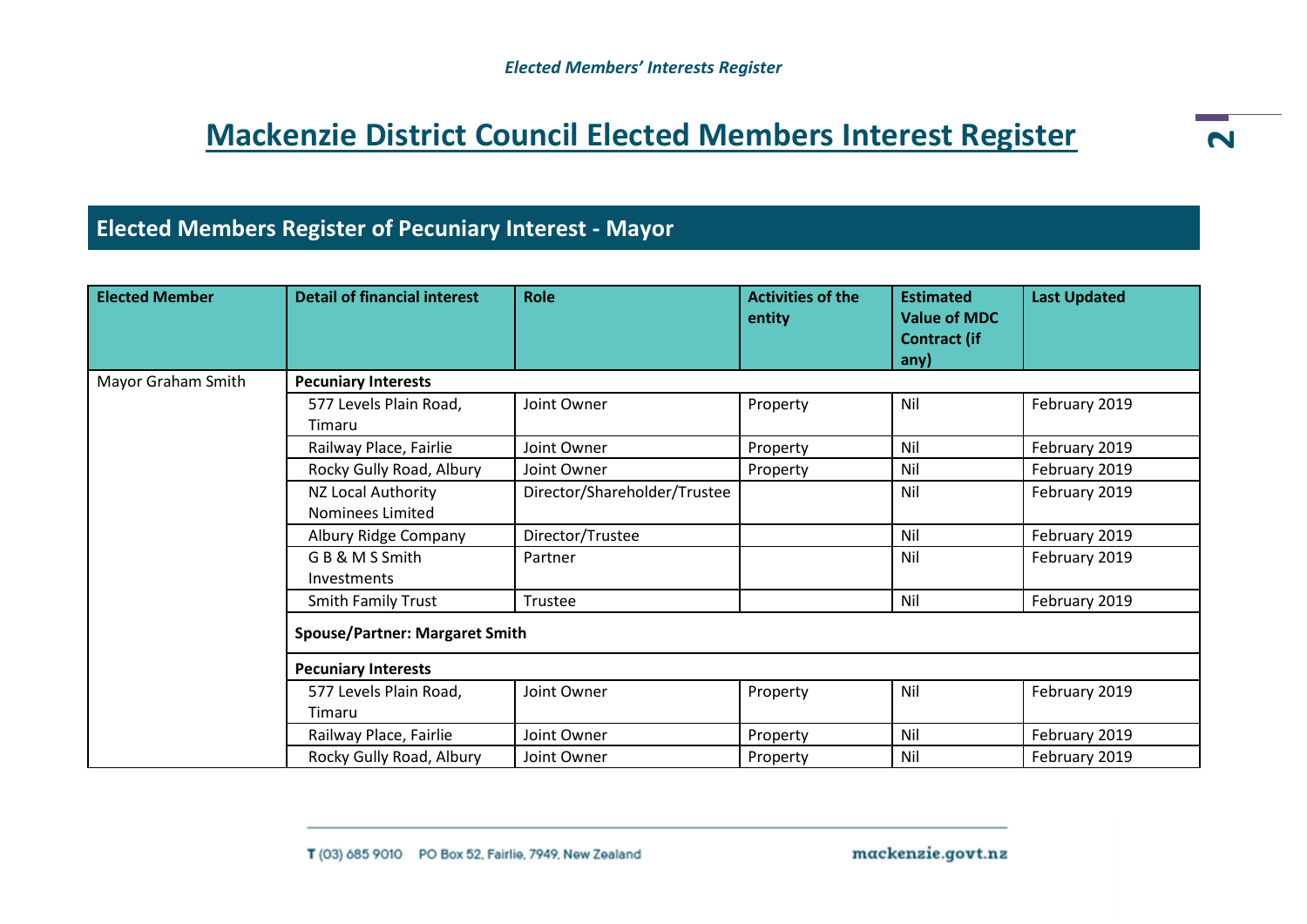# Mackenzie District Council Elected Members Interest Register

## Elected Members Register of Pecuniary Interest - Mayor

| Elected Member | Detail of financial interest | Role | Activities of the entity | Estimated Value of MDC Contract (if any) | Last Updated |
|---|---|---|---|---|---|
| Mayor Graham Smith | **Pecuniary Interests** | | | | |
| | 577 Levels Plain Road, Timaru | Joint Owner | Property | Nil | February 2019 |
| | Railway Place, Fairlie | Joint Owner | Property | Nil | February 2019 |
| | Rocky Gully Road, Albury | Joint Owner | Property | Nil | February 2019 |
| | NZ Local Authority Nominees Limited | Director/Shareholder/Trustee | | Nil | February 2019 |
| | Albury Ridge Company | Director/Trustee | | Nil | February 2019 |
| | G B & M S Smith Investments | Partner | | Nil | February 2019 |
| | Smith Family Trust | Trustee | | Nil | February 2019 |
| | **Spouse/Partner: Margaret Smith** | | | | |
| | **Pecuniary Interests** | | | | |
| | 577 Levels Plain Road, Timaru | Joint Owner | Property | Nil | February 2019 |
| | Railway Place, Fairlie | Joint Owner | Property | Nil | February 2019 |
| | Rocky Gully Road, Albury | Joint Owner | Property | Nil | February 2019 |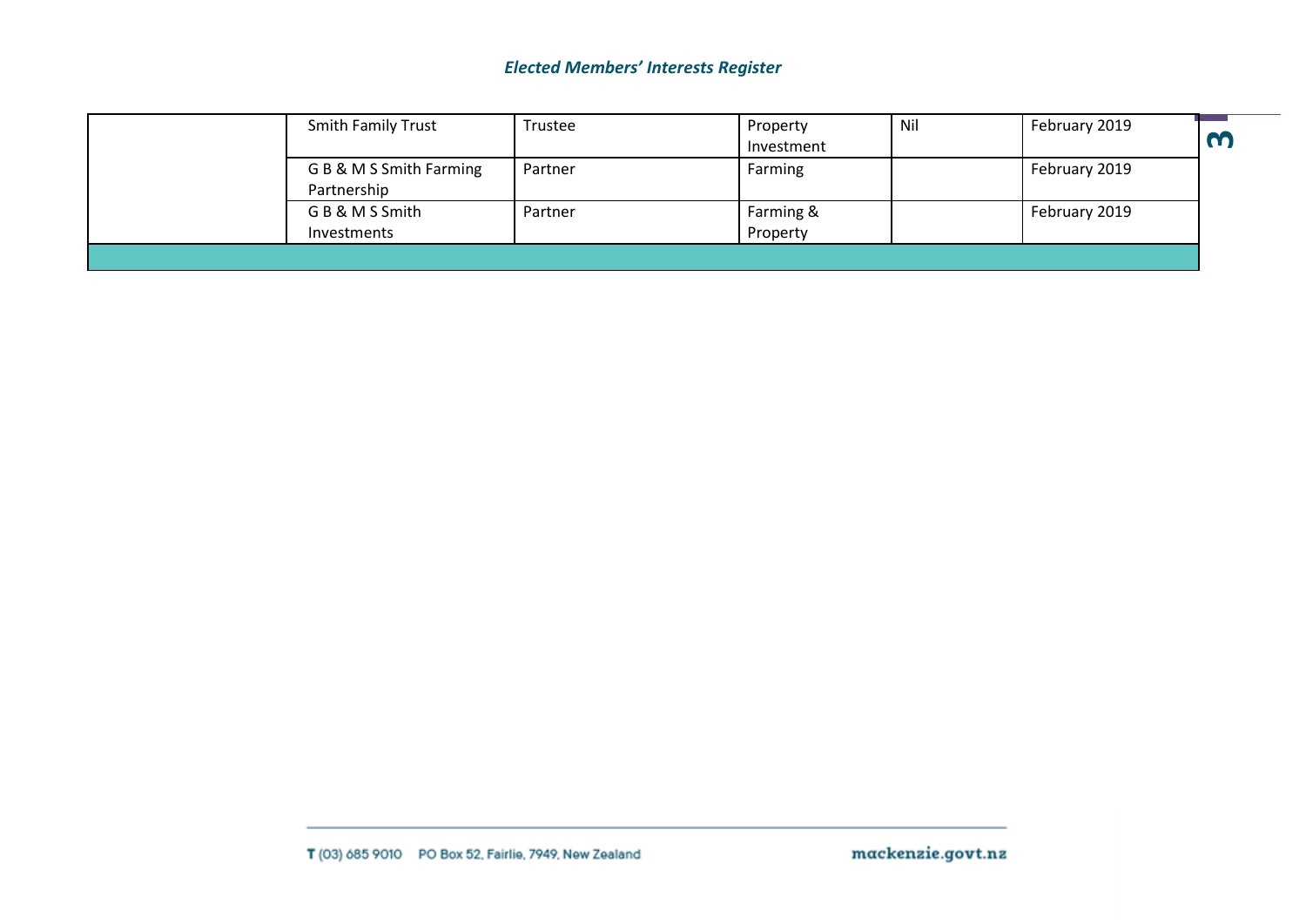| | | | | | |
|---|---|---|---|---|---|
| | Smith Family Trust | Trustee | Property Investment | Nil | February 2019 |
| | G B & M S Smith Farming Partnership | Partner | Farming | | February 2019 |
| | G B & M S Smith Investments | Partner | Farming & Property | | February 2019 |
| | | | | | |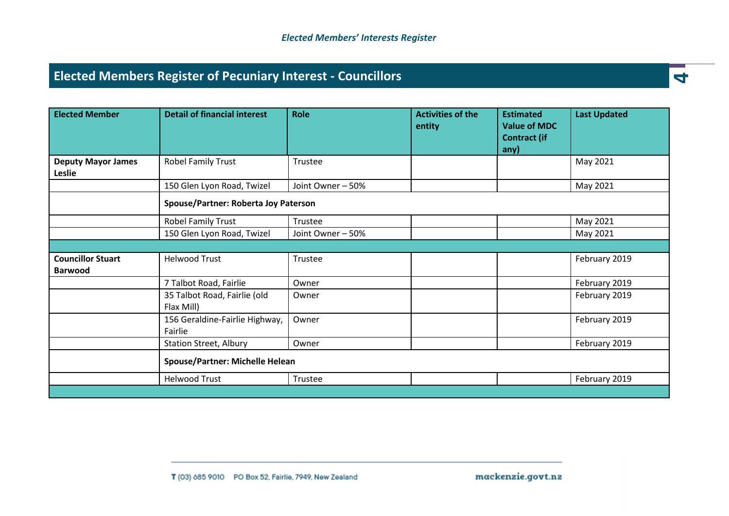## Elected Members Register of Pecuniary Interest - Councillors

| Elected Member | Detail of financial interest | Role | Activities of the entity | Estimated Value of MDC Contract (if any) | Last Updated |
|---|---|---|---|---|---|
| **Deputy Mayor James Leslie** | Robel Family Trust | Trustee | | | May 2021 |
| | 150 Glen Lyon Road, Twizel | Joint Owner – 50% | | | May 2021 |
| | **Spouse/Partner: Roberta Joy Paterson** | | | | |
| | Robel Family Trust | Trustee | | | May 2021 |
| | 150 Glen Lyon Road, Twizel | Joint Owner – 50% | | | May 2021 |
| | | | | | |
| **Councillor Stuart Barwood** | Helwood Trust | Trustee | | | February 2019 |
| | 7 Talbot Road, Fairlie | Owner | | | February 2019 |
| | 35 Talbot Road, Fairlie (old Flax Mill) | Owner | | | February 2019 |
| | 156 Geraldine-Fairlie Highway, Fairlie | Owner | | | February 2019 |
| | Station Street, Albury | Owner | | | February 2019 |
| | **Spouse/Partner: Michelle Helean** | | | | |
| | Helwood Trust | Trustee | | | February 2019 |
| | | | | | |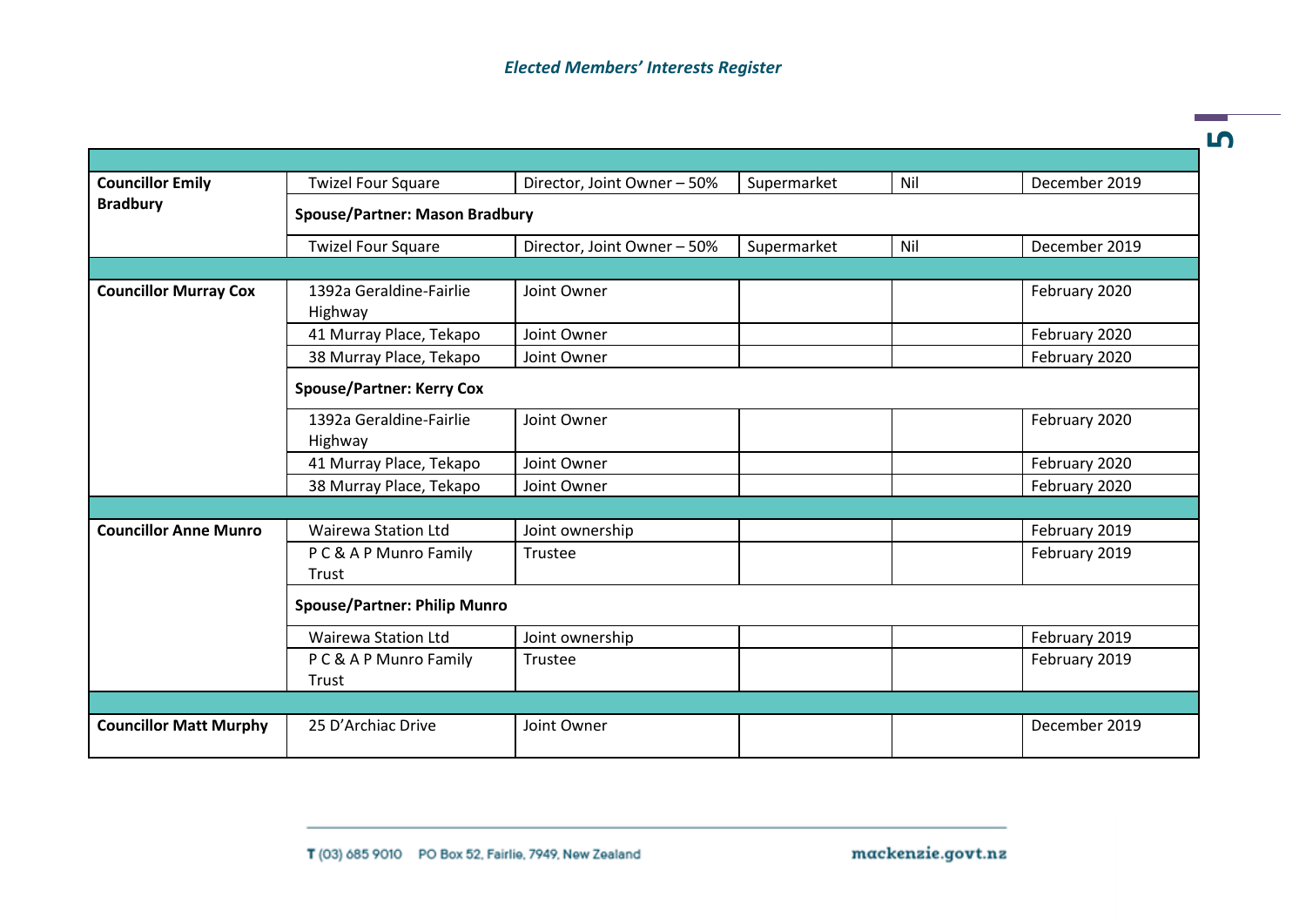*Elected Members' Interests Register*

| | | | | | |
|---|---|---|---|---|---|
| **Councillor Emily Bradbury** | Twizel Four Square | Director, Joint Owner – 50% | Supermarket | Nil | December 2019 |
| | **Spouse/Partner: Mason Bradbury** | | | | |
| | Twizel Four Square | Director, Joint Owner – 50% | Supermarket | Nil | December 2019 |
| | | | | | |
| **Councillor Murray Cox** | 1392a Geraldine-Fairlie Highway | Joint Owner | | | February 2020 |
| | 41 Murray Place, Tekapo | Joint Owner | | | February 2020 |
| | 38 Murray Place, Tekapo | Joint Owner | | | February 2020 |
| | **Spouse/Partner: Kerry Cox** | | | | |
| | 1392a Geraldine-Fairlie Highway | Joint Owner | | | February 2020 |
| | 41 Murray Place, Tekapo | Joint Owner | | | February 2020 |
| | 38 Murray Place, Tekapo | Joint Owner | | | February 2020 |
| | | | | | |
| **Councillor Anne Munro** | Wairewa Station Ltd | Joint ownership | | | February 2019 |
| | P C & A P Munro Family Trust | Trustee | | | February 2019 |
| | **Spouse/Partner: Philip Munro** | | | | |
| | Wairewa Station Ltd | Joint ownership | | | February 2019 |
| | P C & A P Munro Family Trust | Trustee | | | February 2019 |
| | | | | | |
| **Councillor Matt Murphy** | 25 D'Archiac Drive | Joint Owner | | | December 2019 |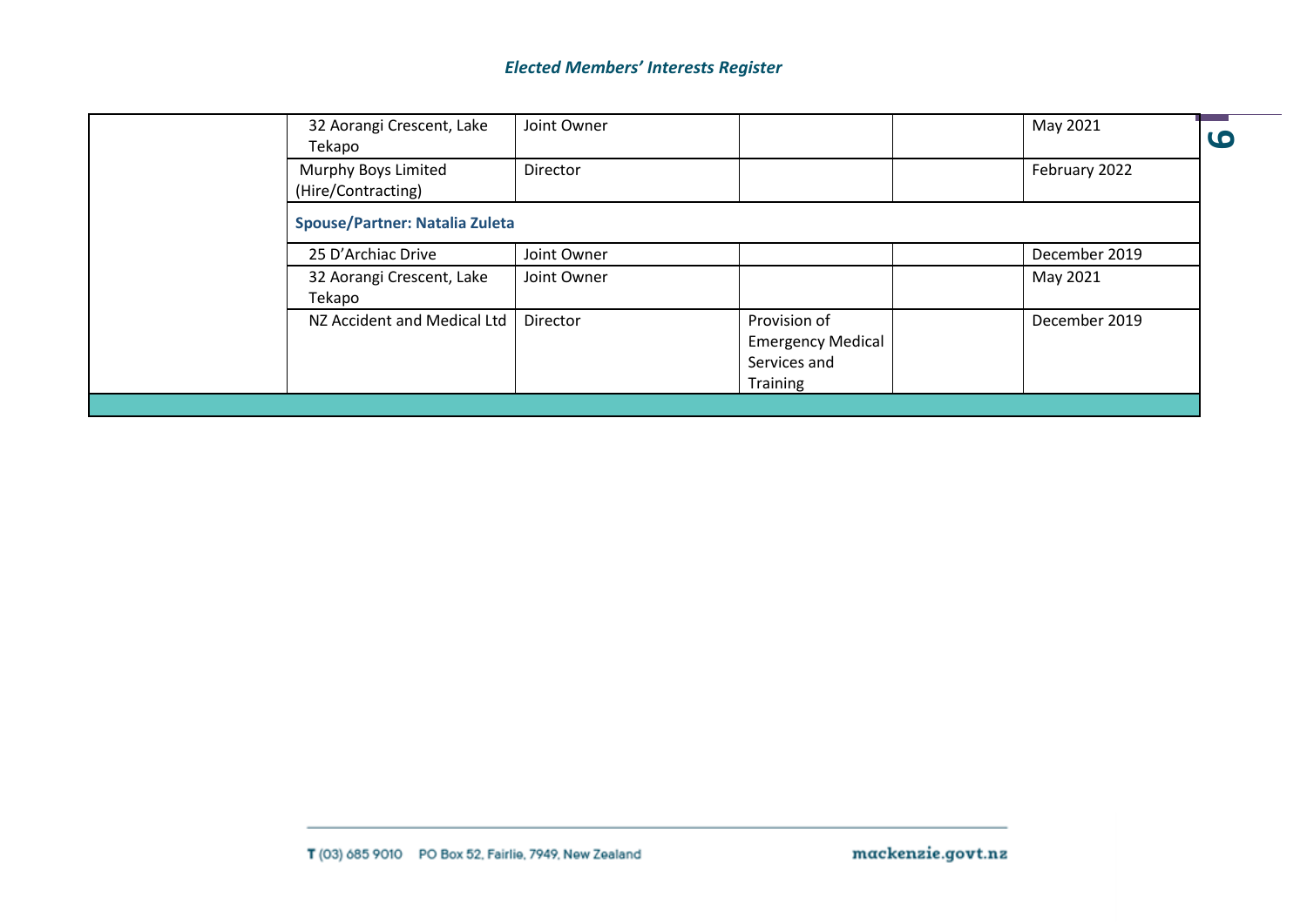| | | | | | |
|---|---|---|---|---|---|
| | 32 Aorangi Crescent, Lake Tekapo | Joint Owner | | | May 2021 |
| | Murphy Boys Limited (Hire/Contracting) | Director | | | February 2022 |
| | **Spouse/Partner: Natalia Zuleta** | | | | |
| | 25 D'Archiac Drive | Joint Owner | | | December 2019 |
| | 32 Aorangi Crescent, Lake Tekapo | Joint Owner | | | May 2021 |
| | NZ Accident and Medical Ltd | Director | Provision of Emergency Medical Services and Training | | December 2019 |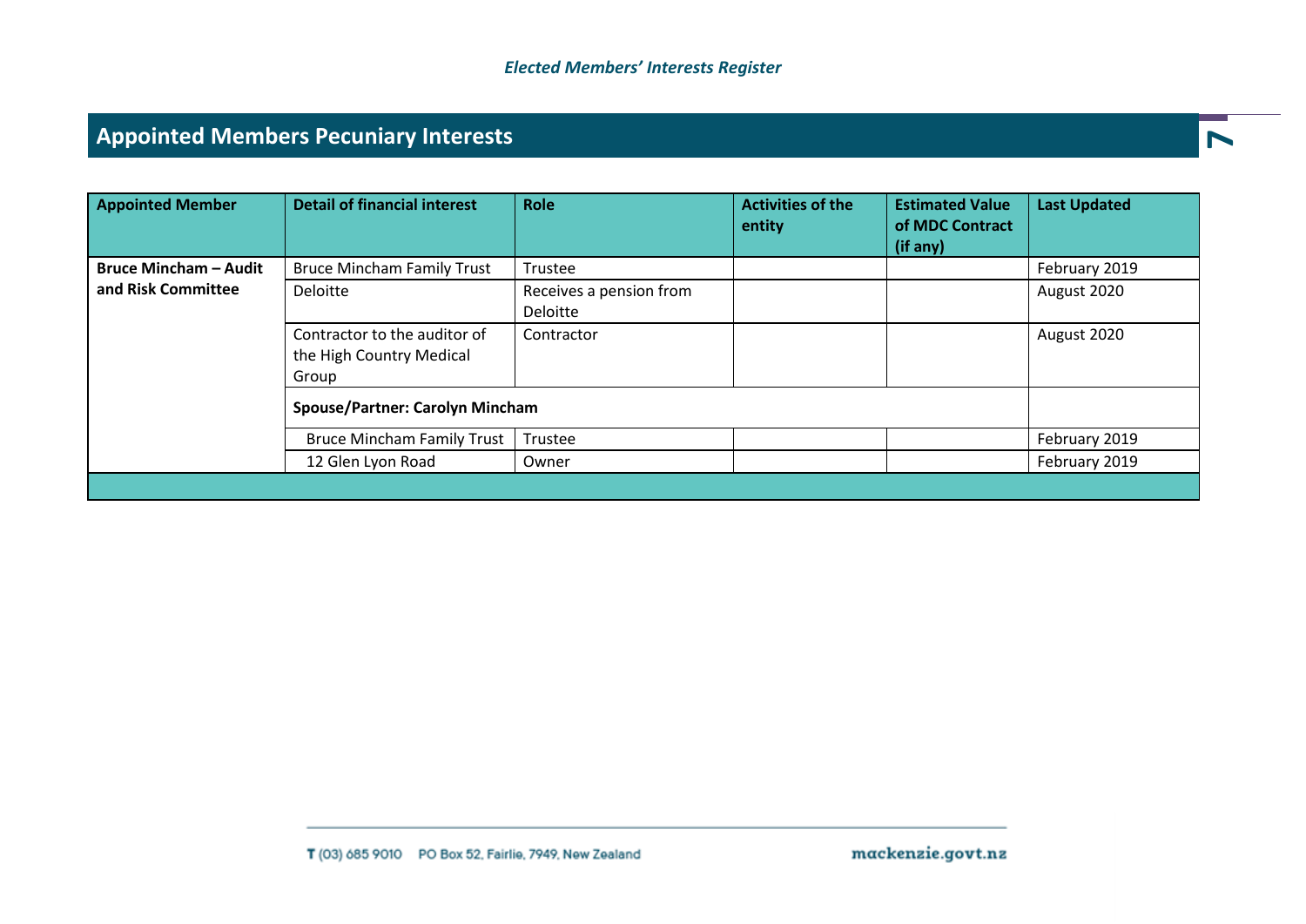## Appointed Members Pecuniary Interests

| Appointed Member | Detail of financial interest | Role | Activities of the entity | Estimated Value of MDC Contract (if any) | Last Updated |
|---|---|---|---|---|---|
| **Bruce Mincham – Audit and Risk Committee** | Bruce Mincham Family Trust | Trustee | | | February 2019 |
| | Deloitte | Receives a pension from Deloitte | | | August 2020 |
| | Contractor to the auditor of the High Country Medical Group | Contractor | | | August 2020 |
| | **Spouse/Partner: Carolyn Mincham** | | | | |
| | Bruce Mincham Family Trust | Trustee | | | February 2019 |
| | 12 Glen Lyon Road | Owner | | | February 2019 |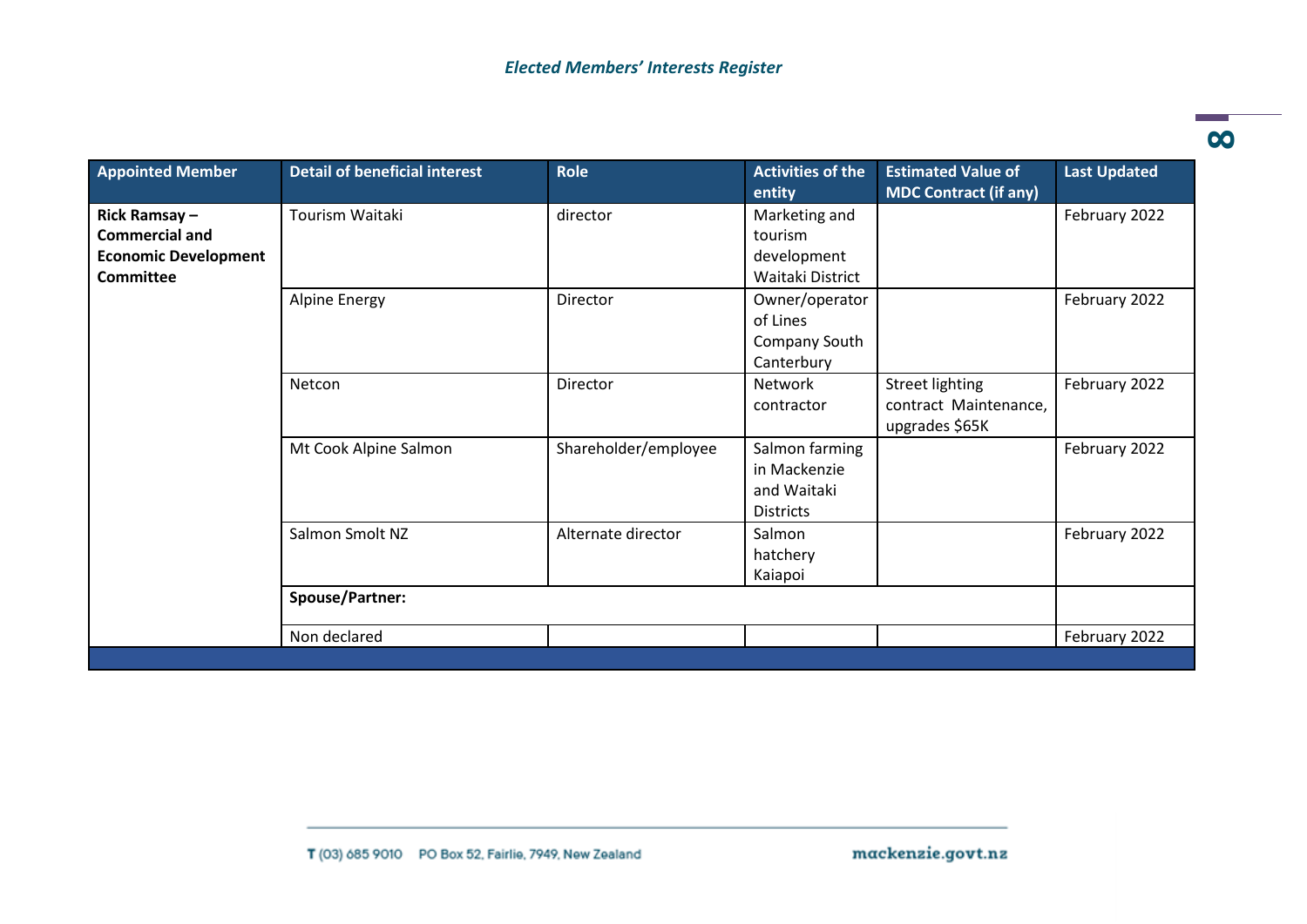*Elected Members' Interests Register*

| Appointed Member | Detail of beneficial interest | Role | Activities of the entity | Estimated Value of MDC Contract (if any) | Last Updated |
|---|---|---|---|---|---|
| **Rick Ramsay – Commercial and Economic Development Committee** | Tourism Waitaki | director | Marketing and tourism development Waitaki District | | February 2022 |
| | Alpine Energy | Director | Owner/operator of Lines Company South Canterbury | | February 2022 |
| | Netcon | Director | Network contractor | Street lighting contract Maintenance, upgrades $65K | February 2022 |
| | Mt Cook Alpine Salmon | Shareholder/employee | Salmon farming in Mackenzie and Waitaki Districts | | February 2022 |
| | Salmon Smolt NZ | Alternate director | Salmon hatchery Kaiapoi | | February 2022 |
| | **Spouse/Partner:** | | | | |
| | Non declared | | | | February 2022 |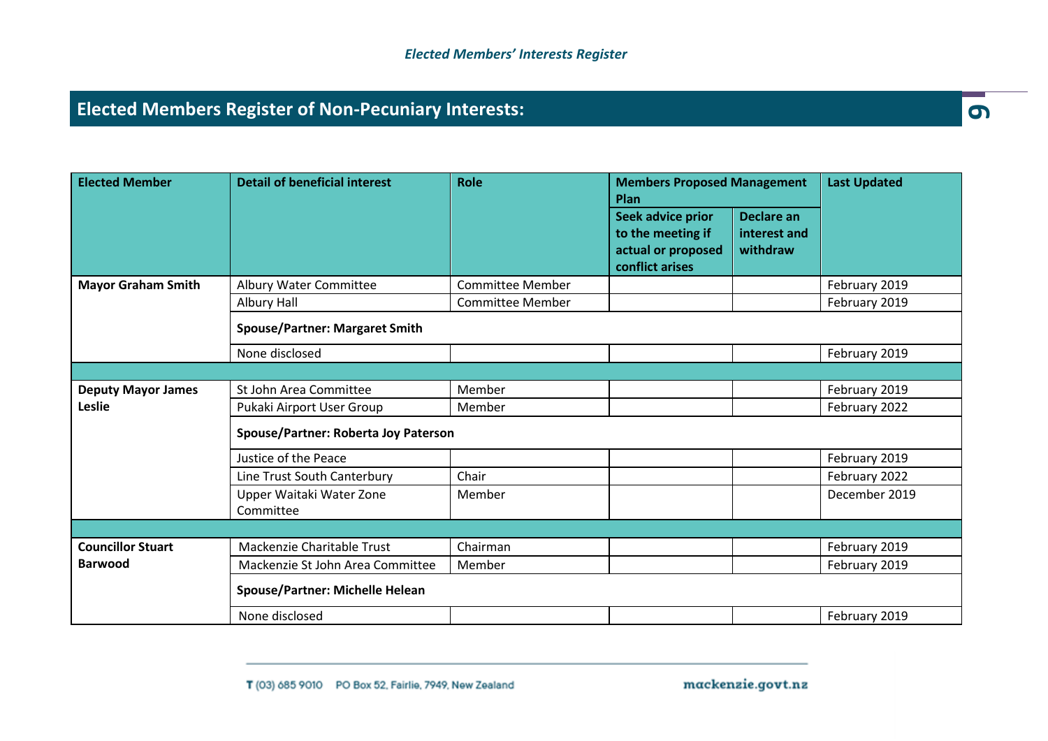## Elected Members Register of Non-Pecuniary Interests:

| Elected Member | Detail of beneficial interest | Role | Members Proposed Management Plan | | Last Updated |
|---|---|---|---|---|---|
| | | | Seek advice prior to the meeting if actual or proposed conflict arises | Declare an interest and withdraw | |
| **Mayor Graham Smith** | Albury Water Committee | Committee Member | | | February 2019 |
| | Albury Hall | Committee Member | | | February 2019 |
| | **Spouse/Partner: Margaret Smith** | | | | |
| | None disclosed | | | | February 2019 |
| | | | | | |
| **Deputy Mayor James Leslie** | St John Area Committee | Member | | | February 2019 |
| | Pukaki Airport User Group | Member | | | February 2022 |
| | **Spouse/Partner: Roberta Joy Paterson** | | | | |
| | Justice of the Peace | | | | February 2019 |
| | Line Trust South Canterbury | Chair | | | February 2022 |
| | Upper Waitaki Water Zone Committee | Member | | | December 2019 |
| | | | | | |
| **Councillor Stuart Barwood** | Mackenzie Charitable Trust | Chairman | | | February 2019 |
| | Mackenzie St John Area Committee | Member | | | February 2019 |
| | **Spouse/Partner: Michelle Helean** | | | | |
| | None disclosed | | | | February 2019 |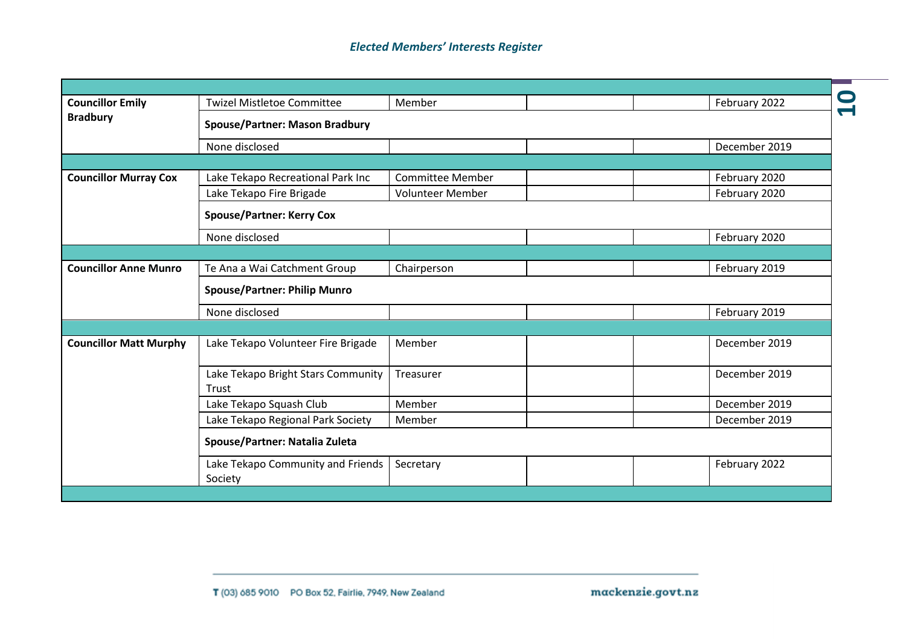*Elected Members' Interests Register*

| | | | | | |
|---|---|---|---|---|---|
| **Councillor Emily Bradbury** | Twizel Mistletoe Committee | Member | | | February 2022 |
| | **Spouse/Partner: Mason Bradbury** | | | | |
| | None disclosed | | | | December 2019 |
| | | | | | |
| **Councillor Murray Cox** | Lake Tekapo Recreational Park Inc | Committee Member | | | February 2020 |
| | Lake Tekapo Fire Brigade | Volunteer Member | | | February 2020 |
| | **Spouse/Partner: Kerry Cox** | | | | |
| | None disclosed | | | | February 2020 |
| | | | | | |
| **Councillor Anne Munro** | Te Ana a Wai Catchment Group | Chairperson | | | February 2019 |
| | **Spouse/Partner: Philip Munro** | | | | |
| | None disclosed | | | | February 2019 |
| | | | | | |
| **Councillor Matt Murphy** | Lake Tekapo Volunteer Fire Brigade | Member | | | December 2019 |
| | Lake Tekapo Bright Stars Community Trust | Treasurer | | | December 2019 |
| | Lake Tekapo Squash Club | Member | | | December 2019 |
| | Lake Tekapo Regional Park Society | Member | | | December 2019 |
| | **Spouse/Partner: Natalia Zuleta** | | | | |
| | Lake Tekapo Community and Friends Society | Secretary | | | February 2022 |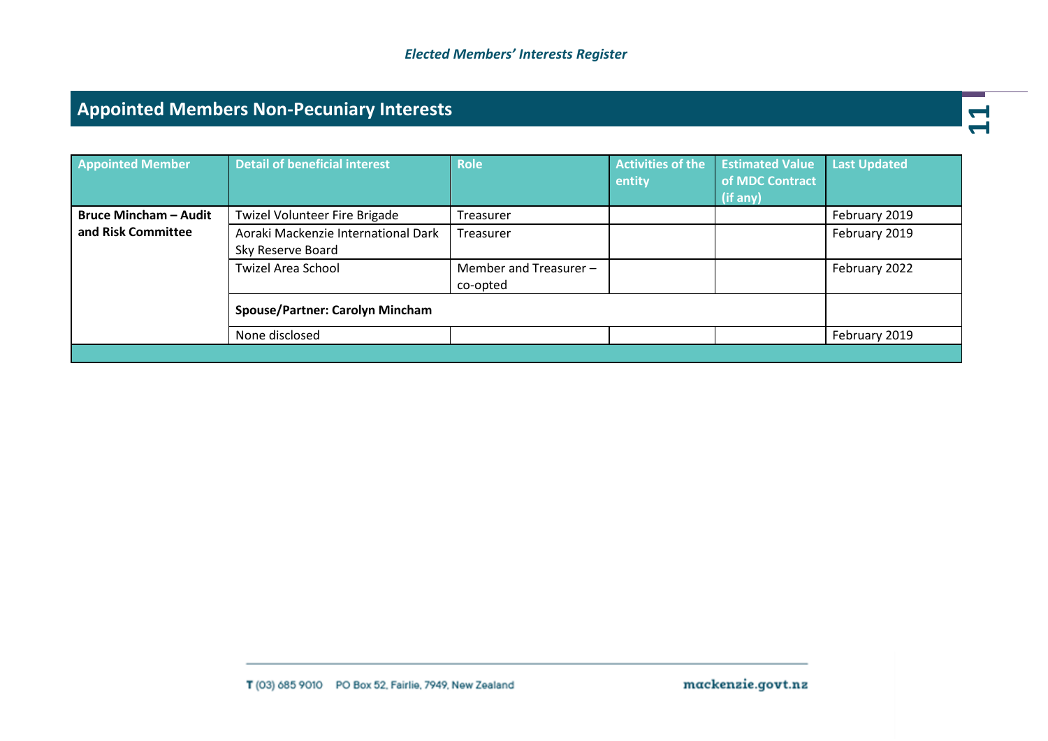## Appointed Members Non-Pecuniary Interests

| Appointed Member | Detail of beneficial interest | Role | Activities of the entity | Estimated Value of MDC Contract (if any) | Last Updated |
|---|---|---|---|---|---|
| **Bruce Mincham – Audit and Risk Committee** | Twizel Volunteer Fire Brigade | Treasurer | | | February 2019 |
| | Aoraki Mackenzie International Dark Sky Reserve Board | Treasurer | | | February 2019 |
| | Twizel Area School | Member and Treasurer – co-opted | | | February 2022 |
| | **Spouse/Partner: Carolyn Mincham** | | | | |
| | None disclosed | | | | February 2019 |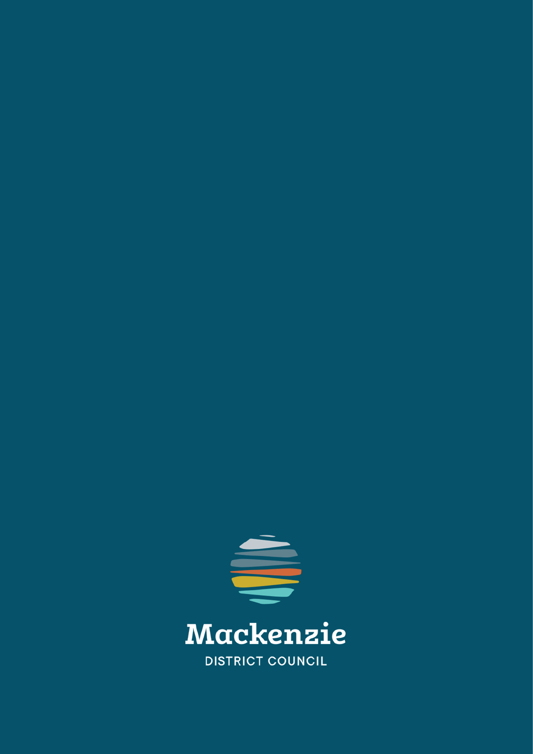Mackenzie

DISTRICT COUNCIL